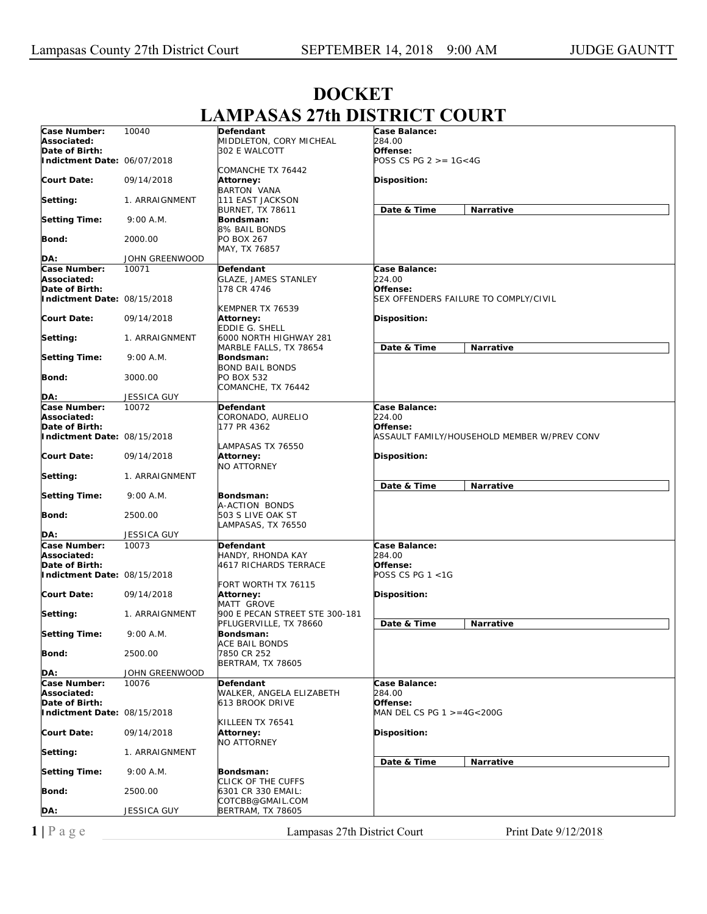# DOCKET
# LAMPASAS 27th DISTRICT COURT

| Field | Value | Defendant / Attorney / Bondsman | Case Details |
|---|---|---|---|
| **Case Number:** | 10040 | **Defendant** | **Case Balance:** |
| **Associated:** | | MIDDLETON, CORY MICHEAL | 284.00 |
| **Date of Birth:** | | 302 E WALCOTT | **Offense:** |
| **Indictment Date:** | 06/07/2018 | COMANCHE TX 76442 | POSS CS PG 2 >= 1G<4G |
| **Court Date:** | 09/14/2018 | **Attorney:** BARTON VANA | **Disposition:** |
| **Setting:** | 1. ARRAIGNMENT | 111 EAST JACKSON BURNET, TX 78611 | **Date & Time** / **Narrative** |
| **Setting Time:** | 9:00 A.M. | **Bondsman:** 8% BAIL BONDS | |
| **Bond:** | 2000.00 | PO BOX 267 MAY, TX 76857 | |
| **DA:** | JOHN GREENWOOD | | |
| **Case Number:** | 10071 | **Defendant** | **Case Balance:** |
| **Associated:** | | GLAZE, JAMES STANLEY | 224.00 |
| **Date of Birth:** | | 178 CR 4746 | **Offense:** |
| **Indictment Date:** | 08/15/2018 | KEMPNER TX 76539 | SEX OFFENDERS FAILURE TO COMPLY/CIVIL |
| **Court Date:** | 09/14/2018 | **Attorney:** EDDIE G. SHELL | **Disposition:** |
| **Setting:** | 1. ARRAIGNMENT | 6000 NORTH HIGHWAY 281 MARBLE FALLS, TX 78654 | **Date & Time** / **Narrative** |
| **Setting Time:** | 9:00 A.M. | **Bondsman:** BOND BAIL BONDS | |
| **Bond:** | 3000.00 | PO BOX 532 COMANCHE, TX 76442 | |
| **DA:** | JESSICA GUY | | |
| **Case Number:** | 10072 | **Defendant** | **Case Balance:** |
| **Associated:** | | CORONADO, AURELIO | 224.00 |
| **Date of Birth:** | | 177 PR 4362 | **Offense:** |
| **Indictment Date:** | 08/15/2018 | LAMPASAS TX 76550 | ASSAULT FAMILY/HOUSEHOLD MEMBER W/PREV CONV |
| **Court Date:** | 09/14/2018 | **Attorney:** NO ATTORNEY | **Disposition:** |
| **Setting:** | 1. ARRAIGNMENT | | **Date & Time** / **Narrative** |
| **Setting Time:** | 9:00 A.M. | **Bondsman:** A-ACTION BONDS | |
| **Bond:** | 2500.00 | 503 S LIVE OAK ST LAMPASAS, TX 76550 | |
| **DA:** | JESSICA GUY | | |
| **Case Number:** | 10073 | **Defendant** | **Case Balance:** |
| **Associated:** | | HANDY, RHONDA KAY | 284.00 |
| **Date of Birth:** | | 4617 RICHARDS TERRACE | **Offense:** |
| **Indictment Date:** | 08/15/2018 | FORT WORTH TX 76115 | POSS CS PG 1 <1G |
| **Court Date:** | 09/14/2018 | **Attorney:** MATT GROVE | **Disposition:** |
| **Setting:** | 1. ARRAIGNMENT | 900 E PECAN STREET STE 300-181 PFLUGERVILLE, TX 78660 | **Date & Time** / **Narrative** |
| **Setting Time:** | 9:00 A.M. | **Bondsman:** ACE BAIL BONDS | |
| **Bond:** | 2500.00 | 7850 CR 252 BERTRAM, TX 78605 | |
| **DA:** | JOHN GREENWOOD | | |
| **Case Number:** | 10076 | **Defendant** | **Case Balance:** |
| **Associated:** | | WALKER, ANGELA ELIZABETH | 284.00 |
| **Date of Birth:** | | 613 BROOK DRIVE | **Offense:** |
| **Indictment Date:** | 08/15/2018 | KILLEEN TX 76541 | MAN DEL CS PG 1 >=4G<200G |
| **Court Date:** | 09/14/2018 | **Attorney:** NO ATTORNEY | **Disposition:** |
| **Setting:** | 1. ARRAIGNMENT | | **Date & Time** / **Narrative** |
| **Setting Time:** | 9:00 A.M. | **Bondsman:** CLICK OF THE CUFFS | |
| **Bond:** | 2500.00 | 6301 CR 330 EMAIL: COTCBB@GMAIL.COM | |
| **DA:** | JESSICA GUY | BERTRAM, TX 78605 | |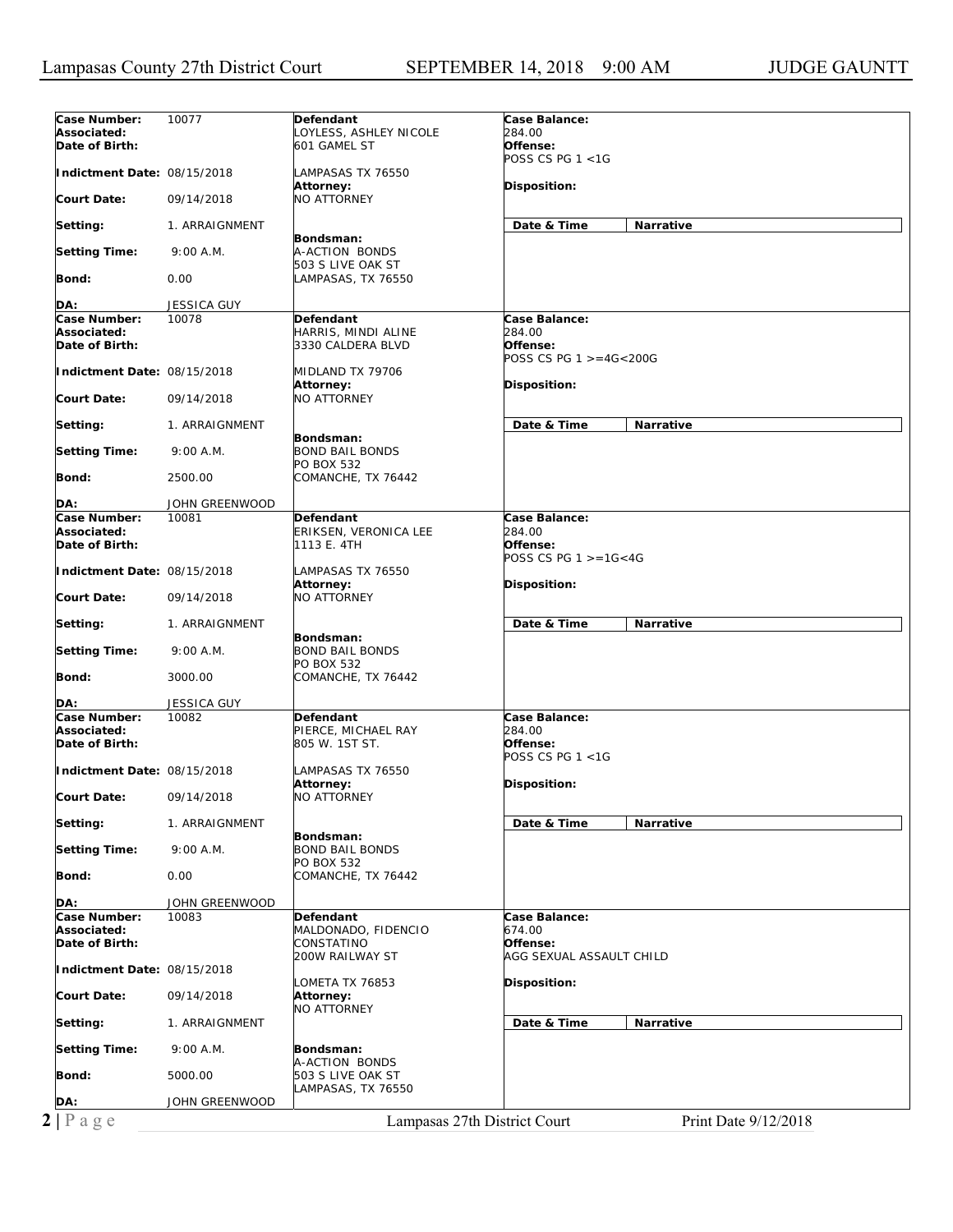| Case Number: | 10077 | Defendant | Case Balance: |
|---|---|---|---|
| Associated: | | LOYLESS, ASHLEY NICOLE | 284.00 |
| Date of Birth: | | 601 GAMEL ST | Offense: POSS CS PG 1 <1G |
| Indictment Date: | 08/15/2018 | LAMPASAS TX 76550 | |
| Court Date: | 09/14/2018 | Attorney: NO ATTORNEY | Disposition: |
| Setting: | 1. ARRAIGNMENT | | Date & Time / Narrative |
| Setting Time: | 9:00 A.M. | Bondsman: A-ACTION BONDS 503 S LIVE OAK ST | |
| Bond: | 0.00 | LAMPASAS, TX 76550 | |
| DA: | JESSICA GUY | | |

| Case Number: | 10078 | Defendant | Case Balance: |
|---|---|---|---|
| Associated: | | HARRIS, MINDI ALINE | 284.00 |
| Date of Birth: | | 3330 CALDERA BLVD | Offense: POSS CS PG 1 >=4G<200G |
| Indictment Date: | 08/15/2018 | MIDLAND TX 79706 | |
| Court Date: | 09/14/2018 | Attorney: NO ATTORNEY | Disposition: |
| Setting: | 1. ARRAIGNMENT | | Date & Time / Narrative |
| Setting Time: | 9:00 A.M. | Bondsman: BOND BAIL BONDS PO BOX 532 | |
| Bond: | 2500.00 | COMANCHE, TX 76442 | |
| DA: | JOHN GREENWOOD | | |

| Case Number: | 10081 | Defendant | Case Balance: |
|---|---|---|---|
| Associated: | | ERIKSEN, VERONICA LEE | 284.00 |
| Date of Birth: | | 1113 E. 4TH | Offense: POSS CS PG 1 >=1G<4G |
| Indictment Date: | 08/15/2018 | LAMPASAS TX 76550 | |
| Court Date: | 09/14/2018 | Attorney: NO ATTORNEY | Disposition: |
| Setting: | 1. ARRAIGNMENT | | Date & Time / Narrative |
| Setting Time: | 9:00 A.M. | Bondsman: BOND BAIL BONDS PO BOX 532 | |
| Bond: | 3000.00 | COMANCHE, TX 76442 | |
| DA: | JESSICA GUY | | |

| Case Number: | 10082 | Defendant | Case Balance: |
|---|---|---|---|
| Associated: | | PIERCE, MICHAEL RAY | 284.00 |
| Date of Birth: | | 805 W. 1ST ST. | Offense: POSS CS PG 1 <1G |
| Indictment Date: | 08/15/2018 | LAMPASAS TX 76550 | |
| Court Date: | 09/14/2018 | Attorney: NO ATTORNEY | Disposition: |
| Setting: | 1. ARRAIGNMENT | | Date & Time / Narrative |
| Setting Time: | 9:00 A.M. | Bondsman: BOND BAIL BONDS PO BOX 532 | |
| Bond: | 0.00 | COMANCHE, TX 76442 | |
| DA: | JOHN GREENWOOD | | |

| Case Number: | 10083 | Defendant | Case Balance: |
|---|---|---|---|
| Associated: | | MALDONADO, FIDENCIO CONSTATINO | 674.00 |
| Date of Birth: | | 200W RAILWAY ST | Offense: AGG SEXUAL ASSAULT CHILD |
| Indictment Date: | 08/15/2018 | LOMETA TX 76853 | |
| Court Date: | 09/14/2018 | Attorney: NO ATTORNEY | Disposition: |
| Setting: | 1. ARRAIGNMENT | | Date & Time / Narrative |
| Setting Time: | 9:00 A.M. | Bondsman: A-ACTION BONDS 503 S LIVE OAK ST | |
| Bond: | 5000.00 | LAMPASAS, TX 76550 | |
| DA: | JOHN GREENWOOD | | |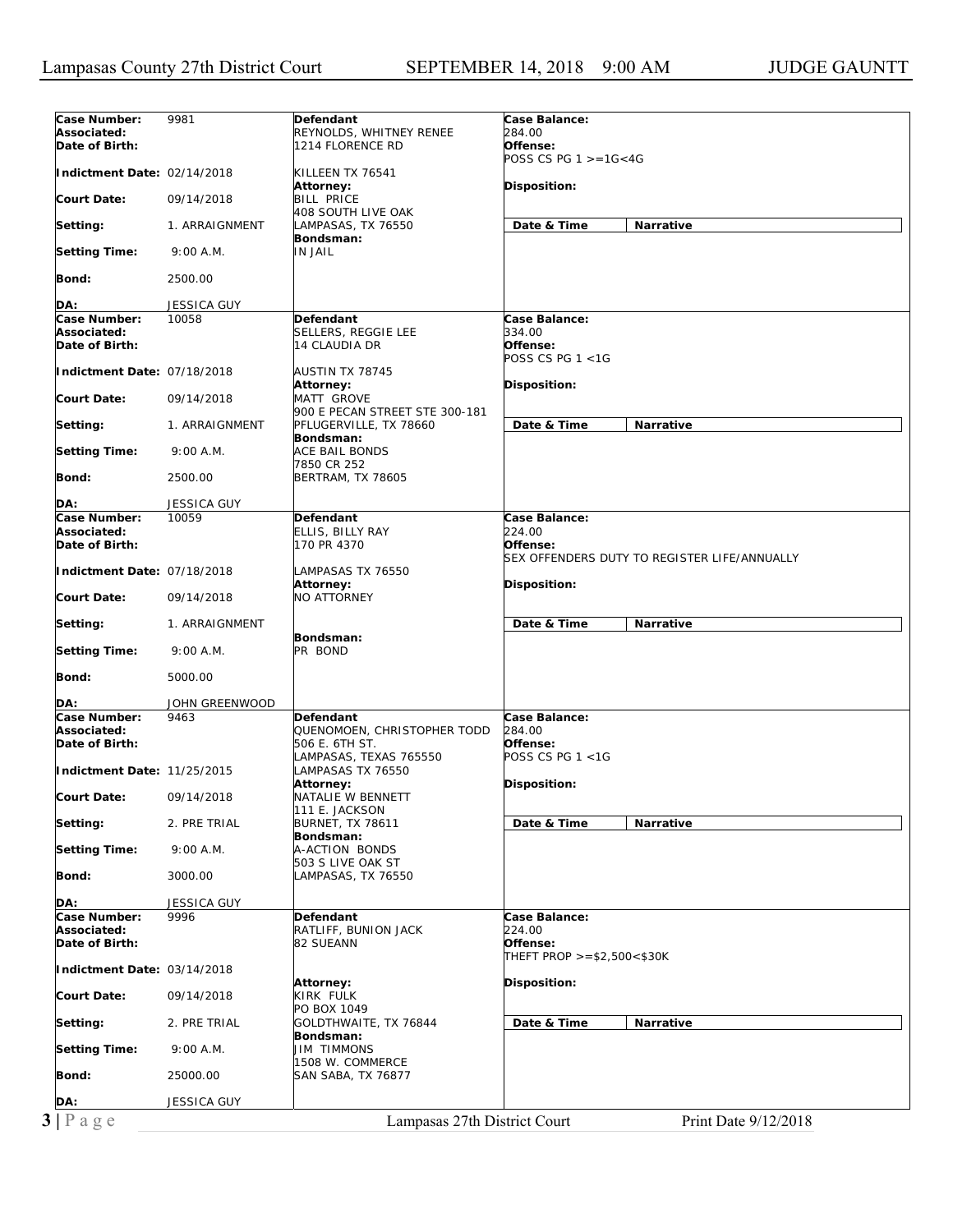| Case Number: | 9981 | Defendant | Case Balance: |
|---|---|---|---|
| Associated: | | REYNOLDS, WHITNEY RENEE | 284.00 |
| Date of Birth: | | 1214 FLORENCE RD | Offense: POSS CS PG 1 >=1G<4G |
| Indictment Date: | 02/14/2018 | KILLEEN TX 76541 | |
| Court Date: | 09/14/2018 | Attorney: BILL PRICE 408 SOUTH LIVE OAK LAMPASAS, TX 76550 | Disposition: |
| Setting: | 1. ARRAIGNMENT | | Date & Time / Narrative |
| Setting Time: | 9:00 A.M. | Bondsman: IN JAIL | |
| Bond: | 2500.00 | | |
| DA: | JESSICA GUY | | |

| Case Number: | 10058 | Defendant | Case Balance: |
|---|---|---|---|
| Associated: | | SELLERS, REGGIE LEE | 334.00 |
| Date of Birth: | | 14 CLAUDIA DR | Offense: POSS CS PG 1 <1G |
| Indictment Date: | 07/18/2018 | AUSTIN TX 78745 | |
| Court Date: | 09/14/2018 | Attorney: MATT GROVE 900 E PECAN STREET STE 300-181 PFLUGERVILLE, TX 78660 | Disposition: |
| Setting: | 1. ARRAIGNMENT | | Date & Time / Narrative |
| Setting Time: | 9:00 A.M. | Bondsman: ACE BAIL BONDS 7850 CR 252 BERTRAM, TX 78605 | |
| Bond: | 2500.00 | | |
| DA: | JESSICA GUY | | |

| Case Number: | 10059 | Defendant | Case Balance: |
|---|---|---|---|
| Associated: | | ELLIS, BILLY RAY | 224.00 |
| Date of Birth: | | 170 PR 4370 | Offense: SEX OFFENDERS DUTY TO REGISTER LIFE/ANNUALLY |
| Indictment Date: | 07/18/2018 | LAMPASAS TX 76550 | |
| Court Date: | 09/14/2018 | Attorney: NO ATTORNEY | Disposition: |
| Setting: | 1. ARRAIGNMENT | | Date & Time / Narrative |
| Setting Time: | 9:00 A.M. | Bondsman: PR BOND | |
| Bond: | 5000.00 | | |
| DA: | JOHN GREENWOOD | | |

| Case Number: | 9463 | Defendant | Case Balance: |
|---|---|---|---|
| Associated: | | QUENOMOEN, CHRISTOPHER TODD | 284.00 |
| Date of Birth: | | 506 E. 6TH ST. LAMPASAS, TEXAS 765550 | Offense: POSS CS PG 1 <1G |
| Indictment Date: | 11/25/2015 | LAMPASAS TX 76550 | |
| Court Date: | 09/14/2018 | Attorney: NATALIE W BENNETT 111 E. JACKSON BURNET, TX 78611 | Disposition: |
| Setting: | 2. PRE TRIAL | | Date & Time / Narrative |
| Setting Time: | 9:00 A.M. | Bondsman: A-ACTION BONDS 503 S LIVE OAK ST LAMPASAS, TX 76550 | |
| Bond: | 3000.00 | | |
| DA: | JESSICA GUY | | |

| Case Number: | 9996 | Defendant | Case Balance: |
|---|---|---|---|
| Associated: | | RATLIFF, BUNION JACK | 224.00 |
| Date of Birth: | | 82 SUEANN | Offense: THEFT PROP >=$2,500<$30K |
| Indictment Date: | 03/14/2018 | | |
| Court Date: | 09/14/2018 | Attorney: KIRK FULK PO BOX 1049 GOLDTHWAITE, TX 76844 | Disposition: |
| Setting: | 2. PRE TRIAL | | Date & Time / Narrative |
| Setting Time: | 9:00 A.M. | Bondsman: JIM TIMMONS 1508 W. COMMERCE SAN SABA, TX 76877 | |
| Bond: | 25000.00 | | |
| DA: | JESSICA GUY | | |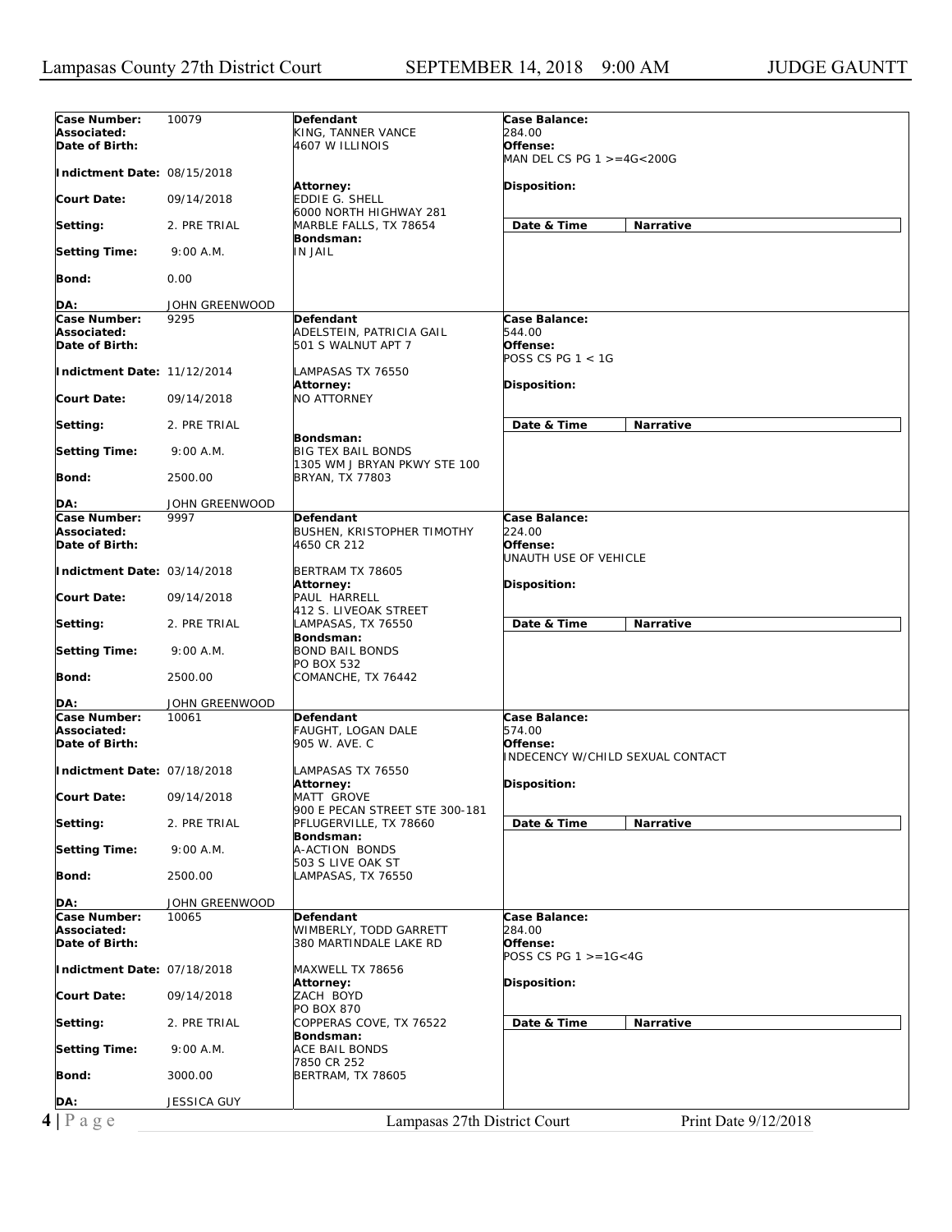| Field | Value | Defendant / Attorney / Bondsman | Case Details |
|---|---|---|---|
| **Case Number:** | 10079 | **Defendant** | **Case Balance:** |
| **Associated:** | | KING, TANNER VANCE | 284.00 |
| **Date of Birth:** | | 4607 W ILLINOIS | **Offense:** MAN DEL CS PG 1 >=4G<200G |
| **Indictment Date:** | 08/15/2018 | | |
| **Court Date:** | 09/14/2018 | **Attorney:** EDDIE G. SHELL, 6000 NORTH HIGHWAY 281, MARBLE FALLS, TX 78654 | **Disposition:** |
| **Setting:** | 2. PRE TRIAL | | **Date & Time** / **Narrative** |
| **Setting Time:** | 9:00 A.M. | **Bondsman:** IN JAIL | |
| **Bond:** | 0.00 | | |
| **DA:** | JOHN GREENWOOD | | |
| **Case Number:** | 9295 | **Defendant** | **Case Balance:** |
| **Associated:** | | ADELSTEIN, PATRICIA GAIL | 544.00 |
| **Date of Birth:** | | 501 S WALNUT APT 7, LAMPASAS TX 76550 | **Offense:** POSS CS PG 1 < 1G |
| **Indictment Date:** | 11/12/2014 | | |
| **Court Date:** | 09/14/2018 | **Attorney:** NO ATTORNEY | **Disposition:** |
| **Setting:** | 2. PRE TRIAL | | **Date & Time** / **Narrative** |
| **Setting Time:** | 9:00 A.M. | **Bondsman:** BIG TEX BAIL BONDS, 1305 WM J BRYAN PKWY STE 100, BRYAN, TX 77803 | |
| **Bond:** | 2500.00 | | |
| **DA:** | JOHN GREENWOOD | | |
| **Case Number:** | 9997 | **Defendant** | **Case Balance:** |
| **Associated:** | | BUSHEN, KRISTOPHER TIMOTHY | 224.00 |
| **Date of Birth:** | | 4650 CR 212, BERTRAM TX 78605 | **Offense:** UNAUTH USE OF VEHICLE |
| **Indictment Date:** | 03/14/2018 | | |
| **Court Date:** | 09/14/2018 | **Attorney:** PAUL HARRELL, 412 S. LIVEOAK STREET, LAMPASAS, TX 76550 | **Disposition:** |
| **Setting:** | 2. PRE TRIAL | | **Date & Time** / **Narrative** |
| **Setting Time:** | 9:00 A.M. | **Bondsman:** BOND BAIL BONDS, PO BOX 532, COMANCHE, TX 76442 | |
| **Bond:** | 2500.00 | | |
| **DA:** | JOHN GREENWOOD | | |
| **Case Number:** | 10061 | **Defendant** | **Case Balance:** |
| **Associated:** | | FAUGHT, LOGAN DALE | 574.00 |
| **Date of Birth:** | | 905 W. AVE. C, LAMPASAS TX 76550 | **Offense:** INDECENCY W/CHILD SEXUAL CONTACT |
| **Indictment Date:** | 07/18/2018 | | |
| **Court Date:** | 09/14/2018 | **Attorney:** MATT GROVE, 900 E PECAN STREET STE 300-181, PFLUGERVILLE, TX 78660 | **Disposition:** |
| **Setting:** | 2. PRE TRIAL | | **Date & Time** / **Narrative** |
| **Setting Time:** | 9:00 A.M. | **Bondsman:** A-ACTION BONDS, 503 S LIVE OAK ST, LAMPASAS, TX 76550 | |
| **Bond:** | 2500.00 | | |
| **DA:** | JOHN GREENWOOD | | |
| **Case Number:** | 10065 | **Defendant** | **Case Balance:** |
| **Associated:** | | WIMBERLY, TODD GARRETT | 284.00 |
| **Date of Birth:** | | 380 MARTINDALE LAKE RD, MAXWELL TX 78656 | **Offense:** POSS CS PG 1 >=1G<4G |
| **Indictment Date:** | 07/18/2018 | | |
| **Court Date:** | 09/14/2018 | **Attorney:** ZACH BOYD, PO BOX 870, COPPERAS COVE, TX 76522 | **Disposition:** |
| **Setting:** | 2. PRE TRIAL | | **Date & Time** / **Narrative** |
| **Setting Time:** | 9:00 A.M. | **Bondsman:** ACE BAIL BONDS, 7850 CR 252, BERTRAM, TX 78605 | |
| **Bond:** | 3000.00 | | |
| **DA:** | JESSICA GUY | | |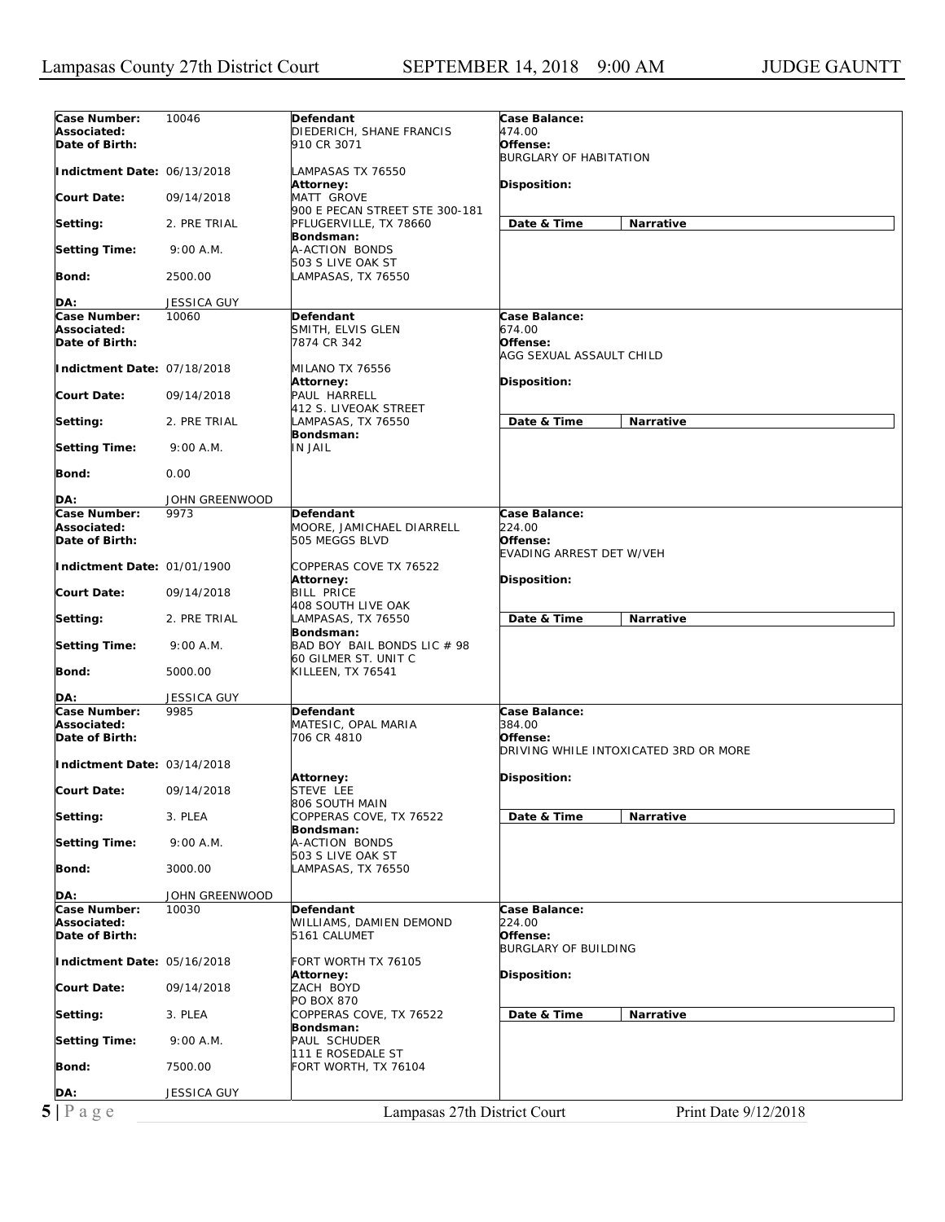| Case Number: | 10046 | Defendant | Case Balance: |
|---|---|---|---|
| Associated: | | DIEDERICH, SHANE FRANCIS | 474.00 |
| Date of Birth: | | 910 CR 3071 | Offense: |
| | | | BURGLARY OF HABITATION |
| Indictment Date: | 06/13/2018 | LAMPASAS TX 76550 | |
| | | Attorney: | Disposition: |
| Court Date: | 09/14/2018 | MATT GROVE | |
| | | 900 E PECAN STREET STE 300-181 | |
| Setting: | 2. PRE TRIAL | PFLUGERVILLE, TX 78660 | Date & Time / Narrative |
| | | Bondsman: | |
| Setting Time: | 9:00 A.M. | A-ACTION BONDS | |
| | | 503 S LIVE OAK ST | |
| Bond: | 2500.00 | LAMPASAS, TX 76550 | |
| DA: | JESSICA GUY | | |

| Case Number: | 10060 | Defendant | Case Balance: |
|---|---|---|---|
| Associated: | | SMITH, ELVIS GLEN | 674.00 |
| Date of Birth: | | 7874 CR 342 | Offense: |
| | | | AGG SEXUAL ASSAULT CHILD |
| Indictment Date: | 07/18/2018 | MILANO TX 76556 | |
| | | Attorney: | Disposition: |
| Court Date: | 09/14/2018 | PAUL HARRELL | |
| | | 412 S. LIVEOAK STREET | |
| Setting: | 2. PRE TRIAL | LAMPASAS, TX 76550 | Date & Time / Narrative |
| | | Bondsman: | |
| Setting Time: | 9:00 A.M. | IN JAIL | |
| Bond: | 0.00 | | |
| DA: | JOHN GREENWOOD | | |

| Case Number: | 9973 | Defendant | Case Balance: |
|---|---|---|---|
| Associated: | | MOORE, JAMICHAEL DIARRELL | 224.00 |
| Date of Birth: | | 505 MEGGS BLVD | Offense: |
| | | | EVADING ARREST DET W/VEH |
| Indictment Date: | 01/01/1900 | COPPERAS COVE TX 76522 | |
| | | Attorney: | Disposition: |
| Court Date: | 09/14/2018 | BILL PRICE | |
| | | 408 SOUTH LIVE OAK | |
| Setting: | 2. PRE TRIAL | LAMPASAS, TX 76550 | Date & Time / Narrative |
| | | Bondsman: | |
| Setting Time: | 9:00 A.M. | BAD BOY BAIL BONDS LIC # 98 | |
| | | 60 GILMER ST. UNIT C | |
| Bond: | 5000.00 | KILLEEN, TX 76541 | |
| DA: | JESSICA GUY | | |

| Case Number: | 9985 | Defendant | Case Balance: |
|---|---|---|---|
| Associated: | | MATESIC, OPAL MARIA | 384.00 |
| Date of Birth: | | 706 CR 4810 | Offense: |
| | | | DRIVING WHILE INTOXICATED 3RD OR MORE |
| Indictment Date: | 03/14/2018 | | |
| | | Attorney: | Disposition: |
| Court Date: | 09/14/2018 | STEVE LEE | |
| | | 806 SOUTH MAIN | |
| Setting: | 3. PLEA | COPPERAS COVE, TX 76522 | Date & Time / Narrative |
| | | Bondsman: | |
| Setting Time: | 9:00 A.M. | A-ACTION BONDS | |
| | | 503 S LIVE OAK ST | |
| Bond: | 3000.00 | LAMPASAS, TX 76550 | |
| DA: | JOHN GREENWOOD | | |

| Case Number: | 10030 | Defendant | Case Balance: |
|---|---|---|---|
| Associated: | | WILLIAMS, DAMIEN DEMOND | 224.00 |
| Date of Birth: | | 5161 CALUMET | Offense: |
| | | | BURGLARY OF BUILDING |
| Indictment Date: | 05/16/2018 | FORT WORTH TX 76105 | |
| | | Attorney: | Disposition: |
| Court Date: | 09/14/2018 | ZACH BOYD | |
| | | PO BOX 870 | |
| Setting: | 3. PLEA | COPPERAS COVE, TX 76522 | Date & Time / Narrative |
| | | Bondsman: | |
| Setting Time: | 9:00 A.M. | PAUL SCHUDER | |
| | | 111 E ROSEDALE ST | |
| Bond: | 7500.00 | FORT WORTH, TX 76104 | |
| DA: | JESSICA GUY | | |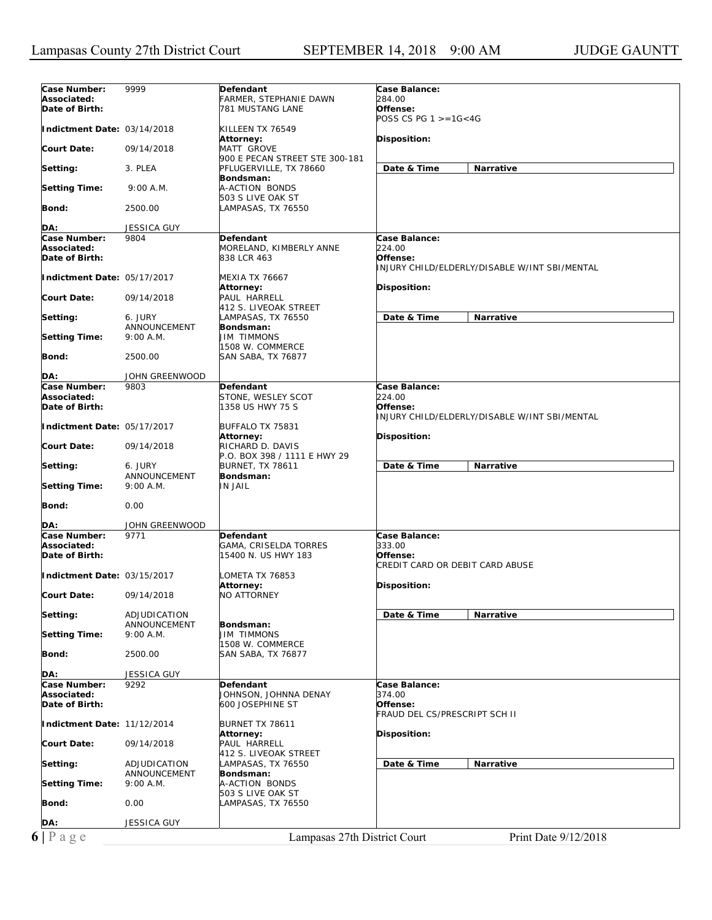| | | | |
|---|---|---|---|
| **Case Number:** 9999<br>**Associated:**<br>**Date of Birth:**<br>**Indictment Date:** 03/14/2018<br>**Court Date:** 09/14/2018<br>**Setting:** 3. PLEA<br>**Setting Time:** 9:00 A.M.<br>**Bond:** 2500.00<br>**DA:** JESSICA GUY | **Defendant**<br>FARMER, STEPHANIE DAWN<br>781 MUSTANG LANE<br>KILLEEN TX 76549<br>**Attorney:**<br>MATT GROVE<br>900 E PECAN STREET STE 300-181<br>PFLUGERVILLE, TX 78660<br>**Bondsman:**<br>A-ACTION BONDS<br>503 S LIVE OAK ST<br>LAMPASAS, TX 76550 | **Case Balance:**<br>284.00<br>**Offense:**<br>POSS CS PG 1 >=1G<4G<br>**Disposition:** | **Date & Time** / **Narrative** |
| **Case Number:** 9804<br>**Associated:**<br>**Date of Birth:**<br>**Indictment Date:** 05/17/2017<br>**Court Date:** 09/14/2018<br>**Setting:** 6. JURY ANNOUNCEMENT<br>**Setting Time:** 9:00 A.M.<br>**Bond:** 2500.00<br>**DA:** JOHN GREENWOOD | **Defendant**<br>MORELAND, KIMBERLY ANNE<br>838 LCR 463<br>MEXIA TX 76667<br>**Attorney:**<br>PAUL HARRELL<br>412 S. LIVEOAK STREET<br>LAMPASAS, TX 76550<br>**Bondsman:**<br>JIM TIMMONS<br>1508 W. COMMERCE<br>SAN SABA, TX 76877 | **Case Balance:**<br>224.00<br>**Offense:**<br>INJURY CHILD/ELDERLY/DISABLE W/INT SBI/MENTAL<br>**Disposition:** | **Date & Time** / **Narrative** |
| **Case Number:** 9803<br>**Associated:**<br>**Date of Birth:**<br>**Indictment Date:** 05/17/2017<br>**Court Date:** 09/14/2018<br>**Setting:** 6. JURY ANNOUNCEMENT<br>**Setting Time:** 9:00 A.M.<br>**Bond:** 0.00<br>**DA:** JOHN GREENWOOD | **Defendant**<br>STONE, WESLEY SCOT<br>1358 US HWY 75 S<br>BUFFALO TX 75831<br>**Attorney:**<br>RICHARD D. DAVIS<br>P.O. BOX 398 / 1111 E HWY 29<br>BURNET, TX 78611<br>**Bondsman:**<br>IN JAIL | **Case Balance:**<br>224.00<br>**Offense:**<br>INJURY CHILD/ELDERLY/DISABLE W/INT SBI/MENTAL<br>**Disposition:** | **Date & Time** / **Narrative** |
| **Case Number:** 9771<br>**Associated:**<br>**Date of Birth:**<br>**Indictment Date:** 03/15/2017<br>**Court Date:** 09/14/2018<br>**Setting:** ADJUDICATION ANNOUNCEMENT<br>**Setting Time:** 9:00 A.M.<br>**Bond:** 2500.00<br>**DA:** JESSICA GUY | **Defendant**<br>GAMA, CRISELDA TORRES<br>15400 N. US HWY 183<br>LOMETA TX 76853<br>**Attorney:**<br>NO ATTORNEY<br>**Bondsman:**<br>JIM TIMMONS<br>1508 W. COMMERCE<br>SAN SABA, TX 76877 | **Case Balance:**<br>333.00<br>**Offense:**<br>CREDIT CARD OR DEBIT CARD ABUSE<br>**Disposition:** | **Date & Time** / **Narrative** |
| **Case Number:** 9292<br>**Associated:**<br>**Date of Birth:**<br>**Indictment Date:** 11/12/2014<br>**Court Date:** 09/14/2018<br>**Setting:** ADJUDICATION ANNOUNCEMENT<br>**Setting Time:** 9:00 A.M.<br>**Bond:** 0.00<br>**DA:** JESSICA GUY | **Defendant**<br>JOHNSON, JOHNNA DENAY<br>600 JOSEPHINE ST<br>BURNET TX 78611<br>**Attorney:**<br>PAUL HARRELL<br>412 S. LIVEOAK STREET<br>LAMPASAS, TX 76550<br>**Bondsman:**<br>A-ACTION BONDS<br>503 S LIVE OAK ST<br>LAMPASAS, TX 76550 | **Case Balance:**<br>374.00<br>**Offense:**<br>FRAUD DEL CS/PRESCRIPT SCH II<br>**Disposition:** | **Date & Time** / **Narrative** |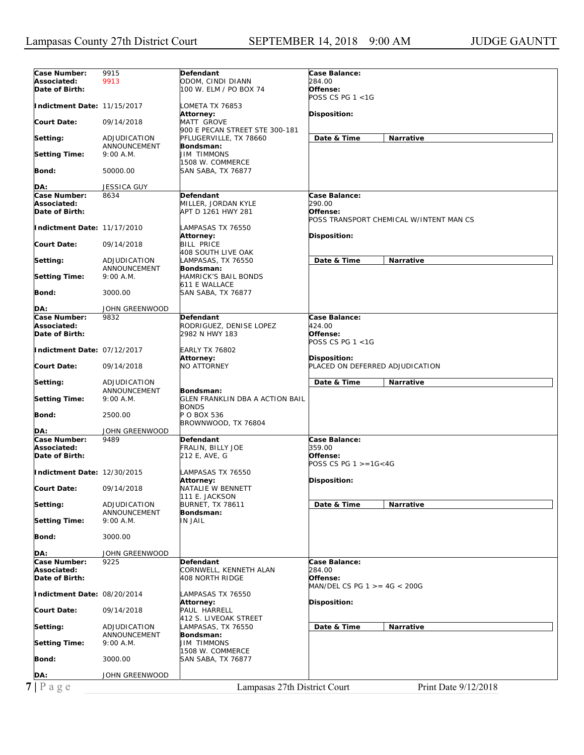| Case Number: | 9915 | Defendant | Case Balance: |
|---|---|---|---|
| Associated: | 9913 | ODOM, CINDI DIANN | 284.00 |
| Date of Birth: | | 100 W. ELM / PO BOX 74 | Offense: POSS CS PG 1 <1G |
| Indictment Date: | 11/15/2017 | LOMETA TX 76853 | |
| | | Attorney: | Disposition: |
| Court Date: | 09/14/2018 | MATT GROVE | |
| | | 900 E PECAN STREET STE 300-181 | |
| Setting: | ADJUDICATION ANNOUNCEMENT | PFLUGERVILLE, TX 78660 | Date & Time / Narrative |
| | | Bondsman: | |
| Setting Time: | 9:00 A.M. | JIM TIMMONS | |
| | | 1508 W. COMMERCE | |
| Bond: | 50000.00 | SAN SABA, TX 76877 | |
| DA: | JESSICA GUY | | |

| Case Number: | 8634 | Defendant | Case Balance: |
|---|---|---|---|
| Associated: | | MILLER, JORDAN KYLE | 290.00 |
| Date of Birth: | | APT D 1261 HWY 281 | Offense: POSS TRANSPORT CHEMICAL W/INTENT MAN CS |
| Indictment Date: | 11/17/2010 | LAMPASAS TX 76550 | |
| | | Attorney: | Disposition: |
| Court Date: | 09/14/2018 | BILL PRICE | |
| | | 408 SOUTH LIVE OAK | |
| Setting: | ADJUDICATION ANNOUNCEMENT | LAMPASAS, TX 76550 | Date & Time / Narrative |
| | | Bondsman: | |
| Setting Time: | 9:00 A.M. | HAMRICK'S BAIL BONDS | |
| | | 611 E WALLACE | |
| Bond: | 3000.00 | SAN SABA, TX 76877 | |
| DA: | JOHN GREENWOOD | | |

| Case Number: | 9832 | Defendant | Case Balance: |
|---|---|---|---|
| Associated: | | RODRIGUEZ, DENISE LOPEZ | 424.00 |
| Date of Birth: | | 2982 N HWY 183 | Offense: POSS CS PG 1 <1G |
| Indictment Date: | 07/12/2017 | EARLY TX 76802 | |
| | | Attorney: | Disposition: |
| Court Date: | 09/14/2018 | NO ATTORNEY | PLACED ON DEFERRED ADJUDICATION |
| Setting: | ADJUDICATION ANNOUNCEMENT | | Date & Time / Narrative |
| | | Bondsman: | |
| Setting Time: | 9:00 A.M. | GLEN FRANKLIN DBA A ACTION BAIL BONDS | |
| Bond: | 2500.00 | P O BOX 536 | |
| | | BROWNWOOD, TX 76804 | |
| DA: | JOHN GREENWOOD | | |

| Case Number: | 9489 | Defendant | Case Balance: |
|---|---|---|---|
| Associated: | | FRALIN, BILLY JOE | 359.00 |
| Date of Birth: | | 212 E, AVE, G | Offense: POSS CS PG 1 >=1G<4G |
| Indictment Date: | 12/30/2015 | LAMPASAS TX 76550 | |
| | | Attorney: | Disposition: |
| Court Date: | 09/14/2018 | NATALIE W BENNETT | |
| | | 111 E. JACKSON | |
| Setting: | ADJUDICATION ANNOUNCEMENT | BURNET, TX 78611 | Date & Time / Narrative |
| | | Bondsman: | |
| Setting Time: | 9:00 A.M. | IN JAIL | |
| Bond: | 3000.00 | | |
| DA: | JOHN GREENWOOD | | |

| Case Number: | 9225 | Defendant | Case Balance: |
|---|---|---|---|
| Associated: | | CORNWELL, KENNETH ALAN | 284.00 |
| Date of Birth: | | 408 NORTH RIDGE | Offense: MAN/DEL CS PG 1 >= 4G < 200G |
| Indictment Date: | 08/20/2014 | LAMPASAS TX 76550 | |
| | | Attorney: | Disposition: |
| Court Date: | 09/14/2018 | PAUL HARRELL | |
| | | 412 S. LIVEOAK STREET | |
| Setting: | ADJUDICATION ANNOUNCEMENT | LAMPASAS, TX 76550 | Date & Time / Narrative |
| | | Bondsman: | |
| Setting Time: | 9:00 A.M. | JIM TIMMONS | |
| | | 1508 W. COMMERCE | |
| Bond: | 3000.00 | SAN SABA, TX 76877 | |
| DA: | JOHN GREENWOOD | | |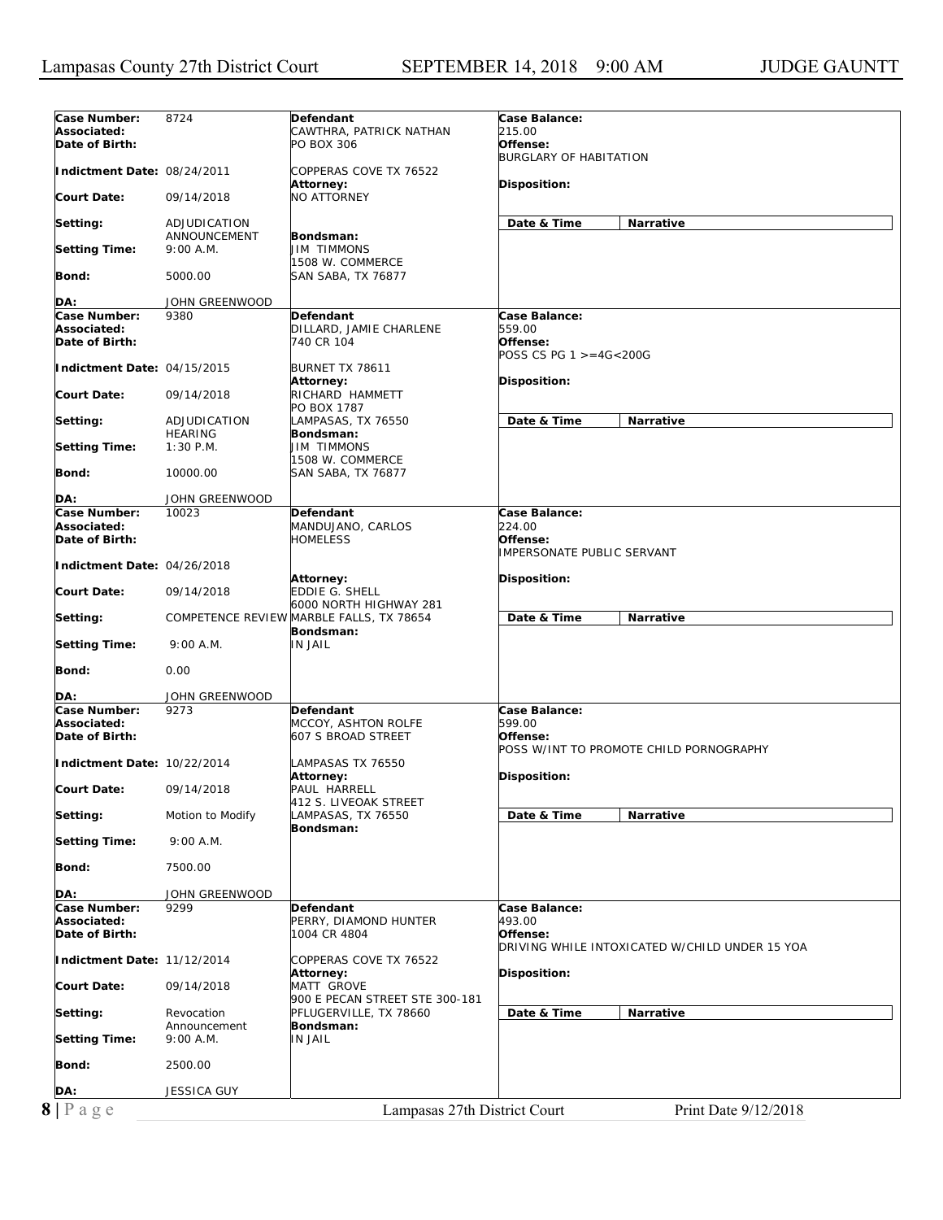| Field | Value | Defendant / Attorney / Bondsman | Case Details |
|---|---|---|---|
| **Case Number:** | 8724 | **Defendant** | **Case Balance:** |
| **Associated:** | | CAWTHRA, PATRICK NATHAN | 215.00 |
| **Date of Birth:** | | PO BOX 306 | **Offense:** |
| | | | BURGLARY OF HABITATION |
| **Indictment Date:** | 08/24/2011 | COPPERAS COVE TX 76522 | |
| | | **Attorney:** | **Disposition:** |
| **Court Date:** | 09/14/2018 | NO ATTORNEY | |
| **Setting:** | ADJUDICATION ANNOUNCEMENT | | **Date & Time** / **Narrative** |
| | | **Bondsman:** | |
| **Setting Time:** | 9:00 A.M. | JIM TIMMONS | |
| | | 1508 W. COMMERCE | |
| **Bond:** | 5000.00 | SAN SABA, TX 76877 | |
| **DA:** | JOHN GREENWOOD | | |
| **Case Number:** | 9380 | **Defendant** | **Case Balance:** |
| **Associated:** | | DILLARD, JAMIE CHARLENE | 559.00 |
| **Date of Birth:** | | 740 CR 104 | **Offense:** |
| | | | POSS CS PG 1 >=4G<200G |
| **Indictment Date:** | 04/15/2015 | BURNET TX 78611 | |
| | | **Attorney:** | **Disposition:** |
| **Court Date:** | 09/14/2018 | RICHARD HAMMETT | |
| | | PO BOX 1787 | |
| **Setting:** | ADJUDICATION HEARING | LAMPASAS, TX 76550 | **Date & Time** / **Narrative** |
| | | **Bondsman:** | |
| **Setting Time:** | 1:30 P.M. | JIM TIMMONS | |
| | | 1508 W. COMMERCE | |
| **Bond:** | 10000.00 | SAN SABA, TX 76877 | |
| **DA:** | JOHN GREENWOOD | | |
| **Case Number:** | 10023 | **Defendant** | **Case Balance:** |
| **Associated:** | | MANDUJANO, CARLOS | 224.00 |
| **Date of Birth:** | | HOMELESS | **Offense:** |
| | | | IMPERSONATE PUBLIC SERVANT |
| **Indictment Date:** | 04/26/2018 | | |
| | | **Attorney:** | **Disposition:** |
| **Court Date:** | 09/14/2018 | EDDIE G. SHELL | |
| | | 6000 NORTH HIGHWAY 281 | |
| **Setting:** | COMPETENCE REVIEW | MARBLE FALLS, TX 78654 | **Date & Time** / **Narrative** |
| | | **Bondsman:** | |
| **Setting Time:** | 9:00 A.M. | IN JAIL | |
| **Bond:** | 0.00 | | |
| **DA:** | JOHN GREENWOOD | | |
| **Case Number:** | 9273 | **Defendant** | **Case Balance:** |
| **Associated:** | | MCCOY, ASHTON ROLFE | 599.00 |
| **Date of Birth:** | | 607 S BROAD STREET | **Offense:** |
| | | | POSS W/INT TO PROMOTE CHILD PORNOGRAPHY |
| **Indictment Date:** | 10/22/2014 | LAMPASAS TX 76550 | |
| | | **Attorney:** | **Disposition:** |
| **Court Date:** | 09/14/2018 | PAUL HARRELL | |
| | | 412 S. LIVEOAK STREET | |
| **Setting:** | Motion to Modify | LAMPASAS, TX 76550 | **Date & Time** / **Narrative** |
| | | **Bondsman:** | |
| **Setting Time:** | 9:00 A.M. | | |
| **Bond:** | 7500.00 | | |
| **DA:** | JOHN GREENWOOD | | |
| **Case Number:** | 9299 | **Defendant** | **Case Balance:** |
| **Associated:** | | PERRY, DIAMOND HUNTER | 493.00 |
| **Date of Birth:** | | 1004 CR 4804 | **Offense:** |
| | | | DRIVING WHILE INTOXICATED W/CHILD UNDER 15 YOA |
| **Indictment Date:** | 11/12/2014 | COPPERAS COVE TX 76522 | |
| | | **Attorney:** | **Disposition:** |
| **Court Date:** | 09/14/2018 | MATT GROVE | |
| | | 900 E PECAN STREET STE 300-181 | |
| **Setting:** | Revocation Announcement | PFLUGERVILLE, TX 78660 | **Date & Time** / **Narrative** |
| | | **Bondsman:** | |
| **Setting Time:** | 9:00 A.M. | IN JAIL | |
| **Bond:** | 2500.00 | | |
| **DA:** | JESSICA GUY | | |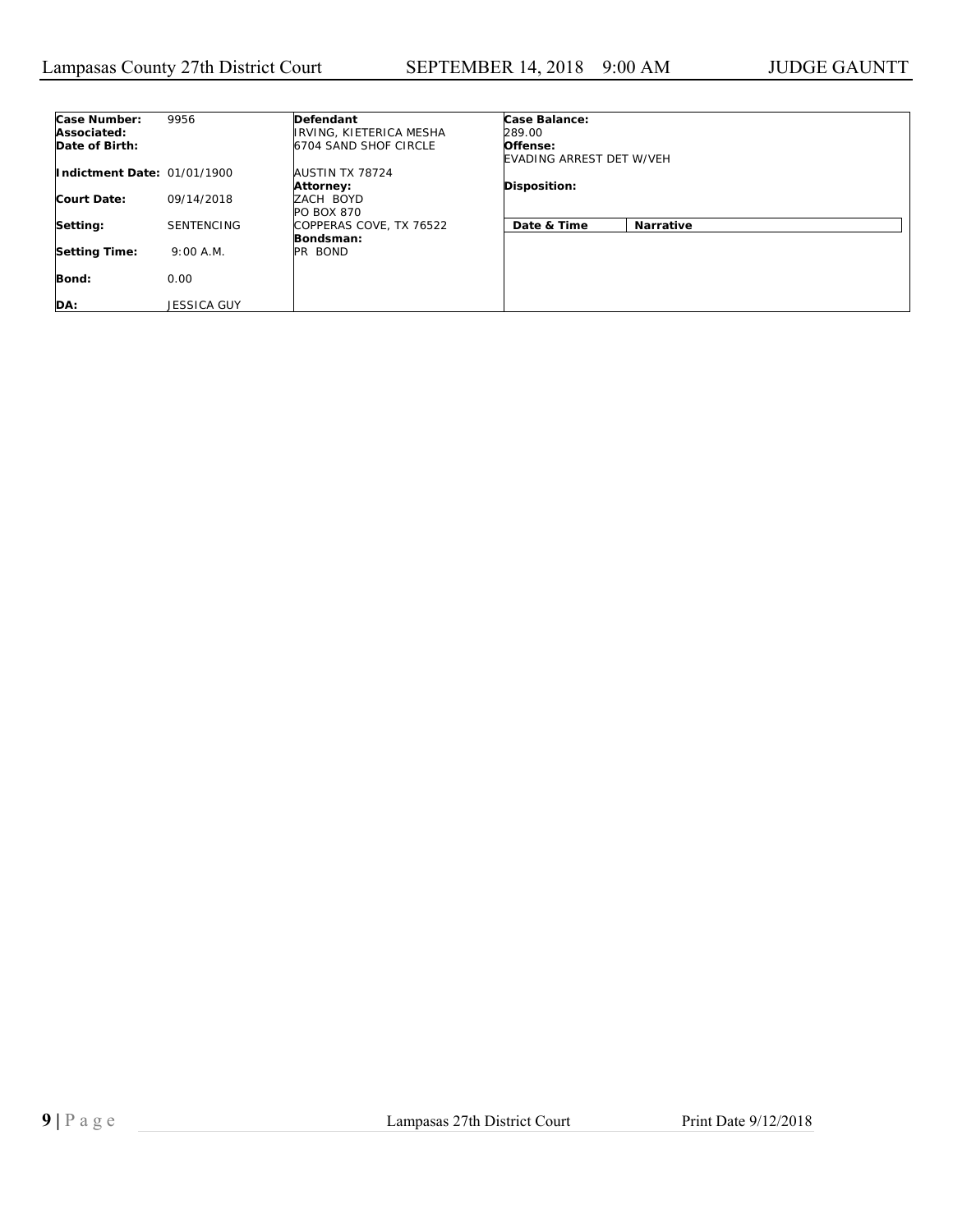| | | | |
|---|---|---|---|
| **Case Number:** 9956<br>**Associated:**<br>**Date of Birth:**<br>**Indictment Date:** 01/01/1900<br>**Court Date:** 09/14/2018<br>**Setting:** SENTENCING<br>**Setting Time:** 9:00 A.M.<br>**Bond:** 0.00<br>**DA:** JESSICA GUY | **Defendant**<br>IRVING, KIETERICA MESHA<br>6704 SAND SHOF CIRCLE<br>AUSTIN TX 78724<br>**Attorney:**<br>ZACH BOYD<br>PO BOX 870<br>COPPERAS COVE, TX 76522<br>**Bondsman:**<br>PR BOND | **Case Balance:**<br>289.00<br>**Offense:**<br>EVADING ARREST DET W/VEH<br>**Disposition:** | |

| Date & Time | Narrative |
|---|---|
| | |